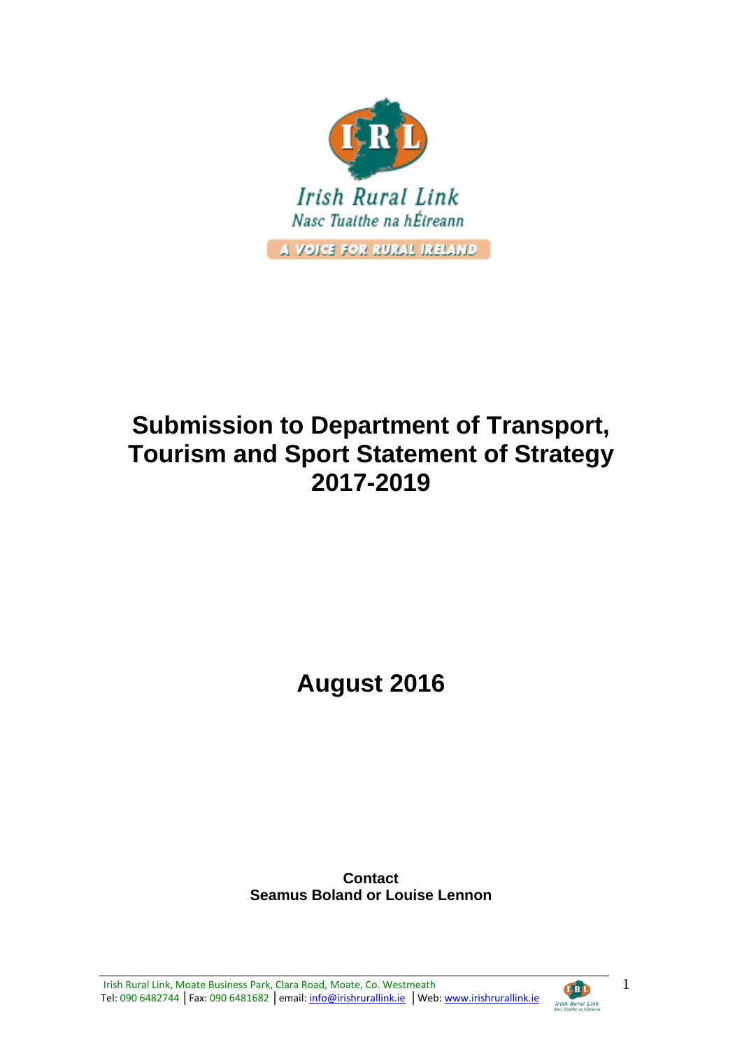Irish Rural Link

Nasc Tuaithe na hÉireann

A VOICE FOR RURAL IRELAND

# Submission to Department of Transport, Tourism and Sport Statement of Strategy 2017-2019

## August 2016

**Contact**
**Seamus Boland or Louise Lennon**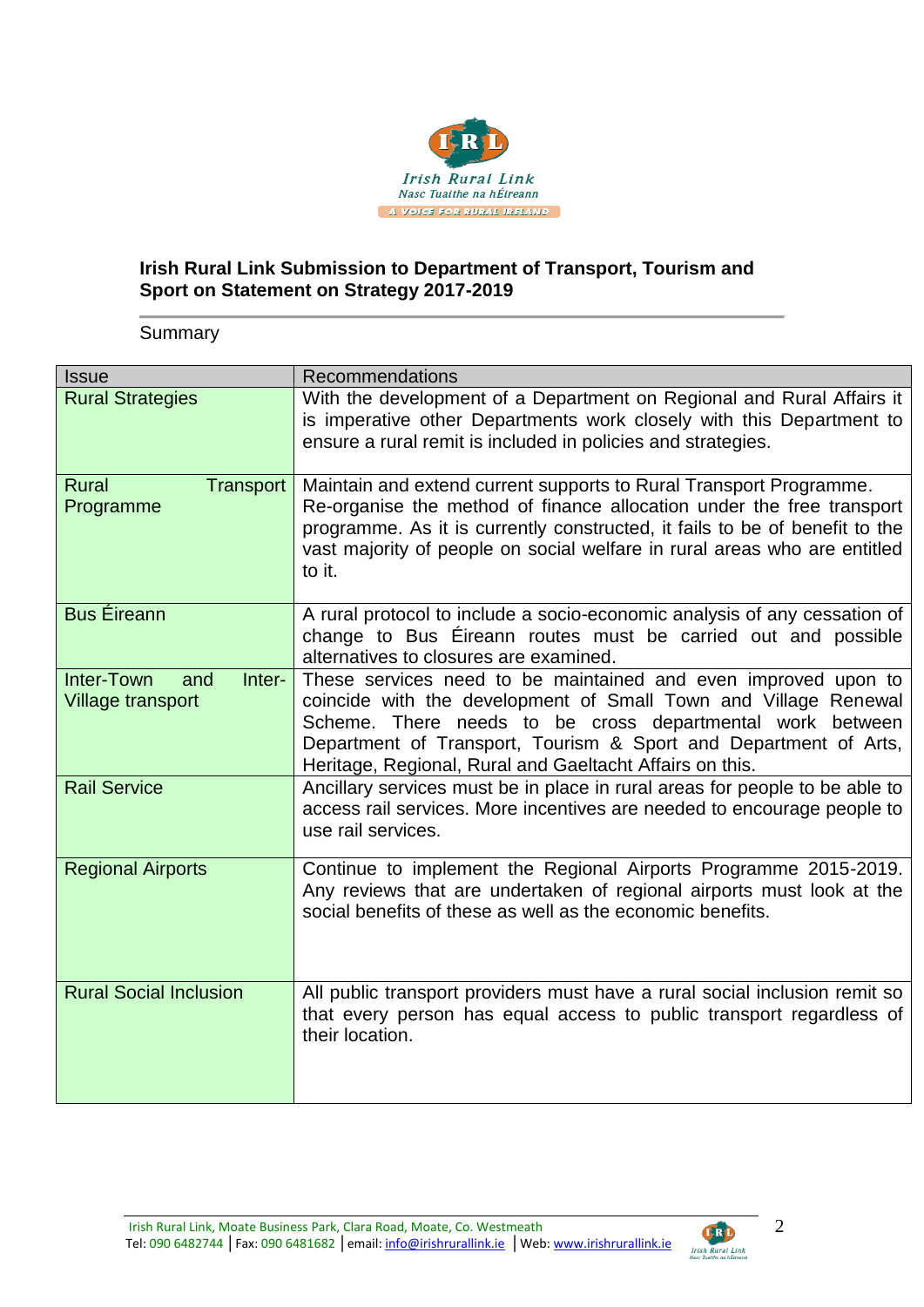**Irish Rural Link Submission to Department of Transport, Tourism and Sport on Statement on Strategy 2017-2019**

Summary

| Issue | Recommendations |
|---|---|
| Rural Strategies | With the development of a Department on Regional and Rural Affairs it is imperative other Departments work closely with this Department to ensure a rural remit is included in policies and strategies. |
| Rural Transport Programme | Maintain and extend current supports to Rural Transport Programme. Re-organise the method of finance allocation under the free transport programme. As it is currently constructed, it fails to be of benefit to the vast majority of people on social welfare in rural areas who are entitled to it. |
| Bus Éireann | A rural protocol to include a socio-economic analysis of any cessation of change to Bus Éireann routes must be carried out and possible alternatives to closures are examined. |
| Inter-Town and Inter-Village transport | These services need to be maintained and even improved upon to coincide with the development of Small Town and Village Renewal Scheme. There needs to be cross departmental work between Department of Transport, Tourism & Sport and Department of Arts, Heritage, Regional, Rural and Gaeltacht Affairs on this. |
| Rail Service | Ancillary services must be in place in rural areas for people to be able to access rail services. More incentives are needed to encourage people to use rail services. |
| Regional Airports | Continue to implement the Regional Airports Programme 2015-2019. Any reviews that are undertaken of regional airports must look at the social benefits of these as well as the economic benefits. |
| Rural Social Inclusion | All public transport providers must have a rural social inclusion remit so that every person has equal access to public transport regardless of their location. |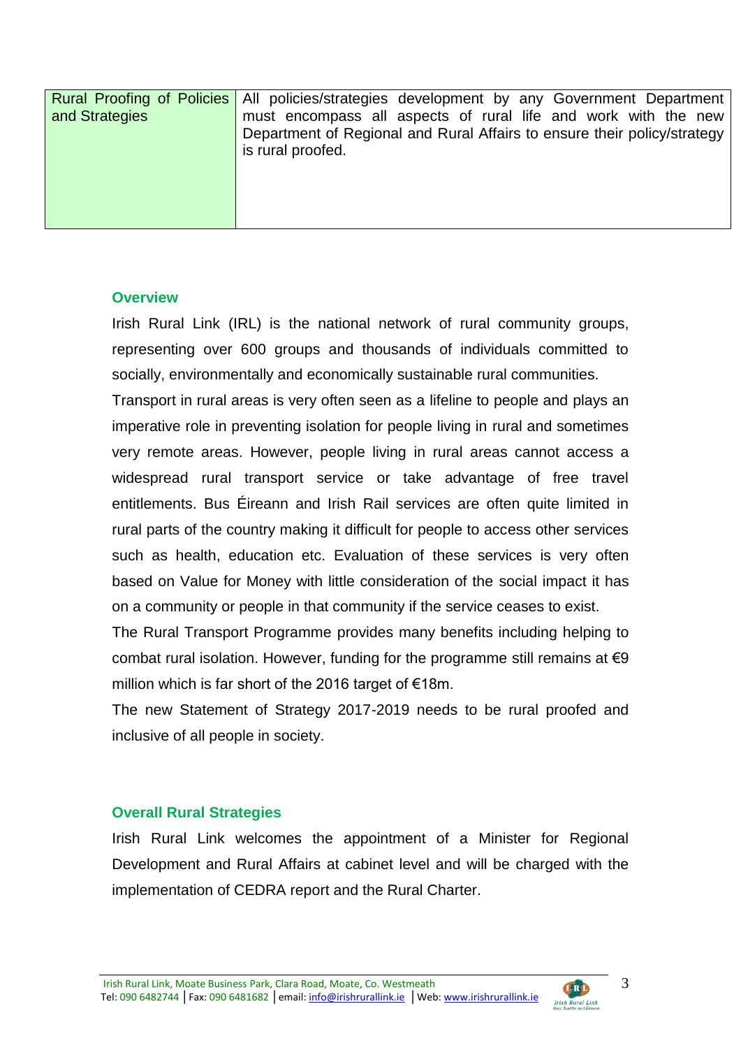| Rural Proofing of Policies and Strategies | All policies/strategies development by any Government Department must encompass all aspects of rural life and work with the new Department of Regional and Rural Affairs to ensure their policy/strategy is rural proofed. |
|---|---|

## Overview

Irish Rural Link (IRL) is the national network of rural community groups, representing over 600 groups and thousands of individuals committed to socially, environmentally and economically sustainable rural communities.

Transport in rural areas is very often seen as a lifeline to people and plays an imperative role in preventing isolation for people living in rural and sometimes very remote areas. However, people living in rural areas cannot access a widespread rural transport service or take advantage of free travel entitlements. Bus Éireann and Irish Rail services are often quite limited in rural parts of the country making it difficult for people to access other services such as health, education etc. Evaluation of these services is very often based on Value for Money with little consideration of the social impact it has on a community or people in that community if the service ceases to exist.

The Rural Transport Programme provides many benefits including helping to combat rural isolation. However, funding for the programme still remains at €9 million which is far short of the 2016 target of €18m.

The new Statement of Strategy 2017-2019 needs to be rural proofed and inclusive of all people in society.

## Overall Rural Strategies

Irish Rural Link welcomes the appointment of a Minister for Regional Development and Rural Affairs at cabinet level and will be charged with the implementation of CEDRA report and the Rural Charter.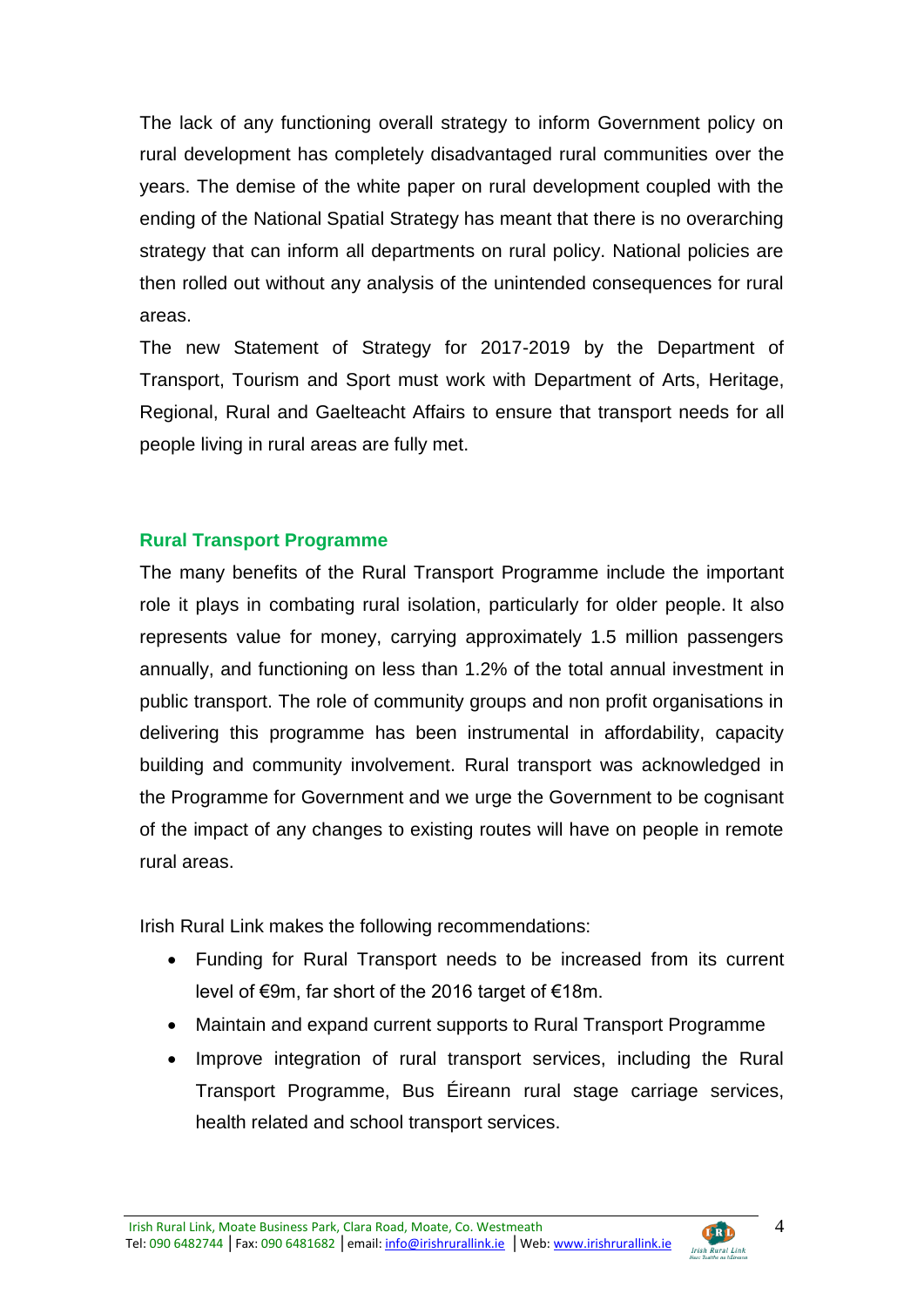The lack of any functioning overall strategy to inform Government policy on rural development has completely disadvantaged rural communities over the years. The demise of the white paper on rural development coupled with the ending of the National Spatial Strategy has meant that there is no overarching strategy that can inform all departments on rural policy. National policies are then rolled out without any analysis of the unintended consequences for rural areas.

The new Statement of Strategy for 2017-2019 by the Department of Transport, Tourism and Sport must work with Department of Arts, Heritage, Regional, Rural and Gaelteacht Affairs to ensure that transport needs for all people living in rural areas are fully met.

## Rural Transport Programme

The many benefits of the Rural Transport Programme include the important role it plays in combating rural isolation, particularly for older people. It also represents value for money, carrying approximately 1.5 million passengers annually, and functioning on less than 1.2% of the total annual investment in public transport. The role of community groups and non profit organisations in delivering this programme has been instrumental in affordability, capacity building and community involvement. Rural transport was acknowledged in the Programme for Government and we urge the Government to be cognisant of the impact of any changes to existing routes will have on people in remote rural areas.

Irish Rural Link makes the following recommendations:

- Funding for Rural Transport needs to be increased from its current level of €9m, far short of the 2016 target of €18m.
- Maintain and expand current supports to Rural Transport Programme
- Improve integration of rural transport services, including the Rural Transport Programme, Bus Éireann rural stage carriage services, health related and school transport services.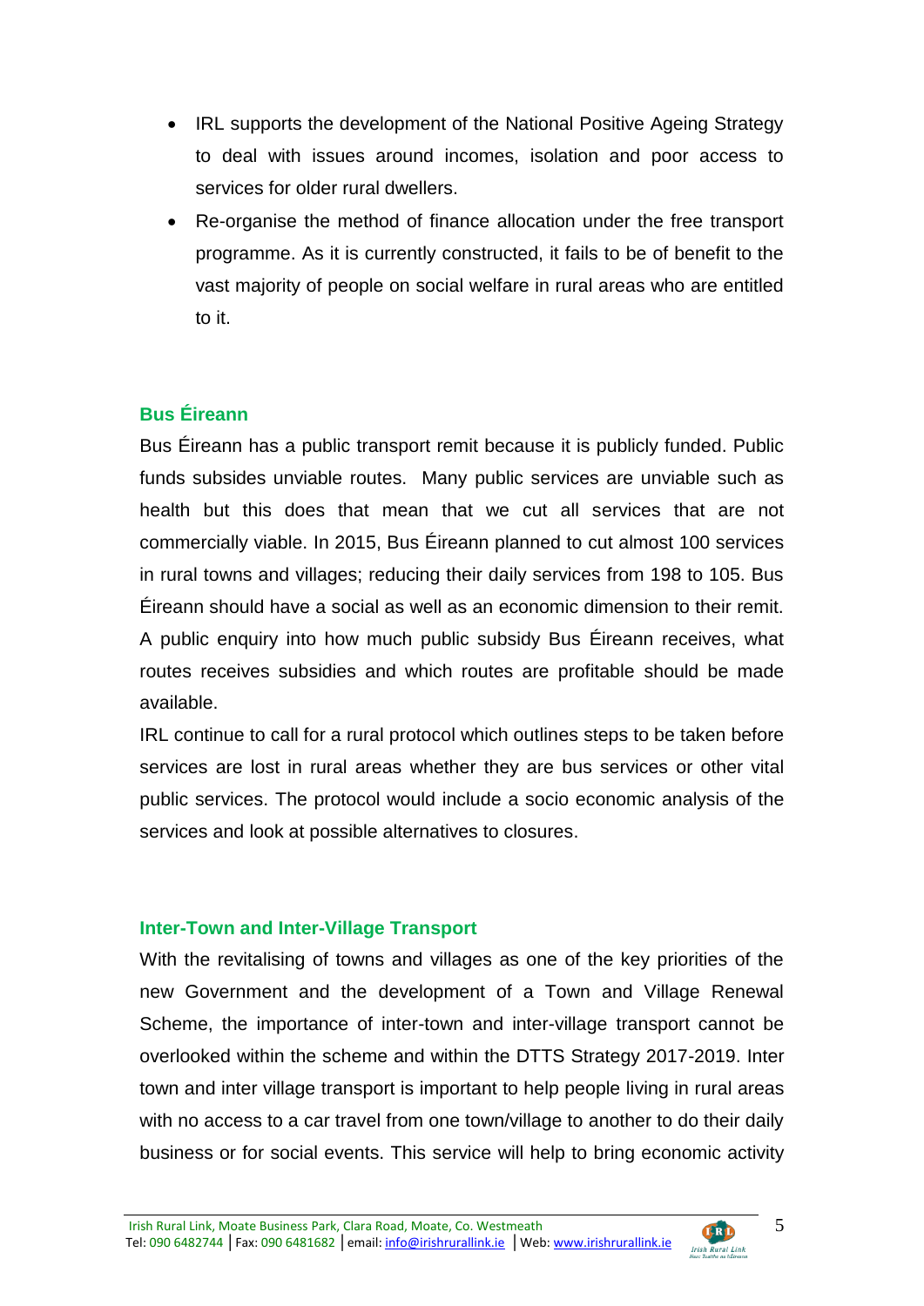- IRL supports the development of the National Positive Ageing Strategy to deal with issues around incomes, isolation and poor access to services for older rural dwellers.
- Re-organise the method of finance allocation under the free transport programme. As it is currently constructed, it fails to be of benefit to the vast majority of people on social welfare in rural areas who are entitled to it.

## Bus Éireann

Bus Éireann has a public transport remit because it is publicly funded. Public funds subsides unviable routes. Many public services are unviable such as health but this does that mean that we cut all services that are not commercially viable. In 2015, Bus Éireann planned to cut almost 100 services in rural towns and villages; reducing their daily services from 198 to 105. Bus Éireann should have a social as well as an economic dimension to their remit. A public enquiry into how much public subsidy Bus Éireann receives, what routes receives subsidies and which routes are profitable should be made available.

IRL continue to call for a rural protocol which outlines steps to be taken before services are lost in rural areas whether they are bus services or other vital public services. The protocol would include a socio economic analysis of the services and look at possible alternatives to closures.

## Inter-Town and Inter-Village Transport

With the revitalising of towns and villages as one of the key priorities of the new Government and the development of a Town and Village Renewal Scheme, the importance of inter-town and inter-village transport cannot be overlooked within the scheme and within the DTTS Strategy 2017-2019. Inter town and inter village transport is important to help people living in rural areas with no access to a car travel from one town/village to another to do their daily business or for social events. This service will help to bring economic activity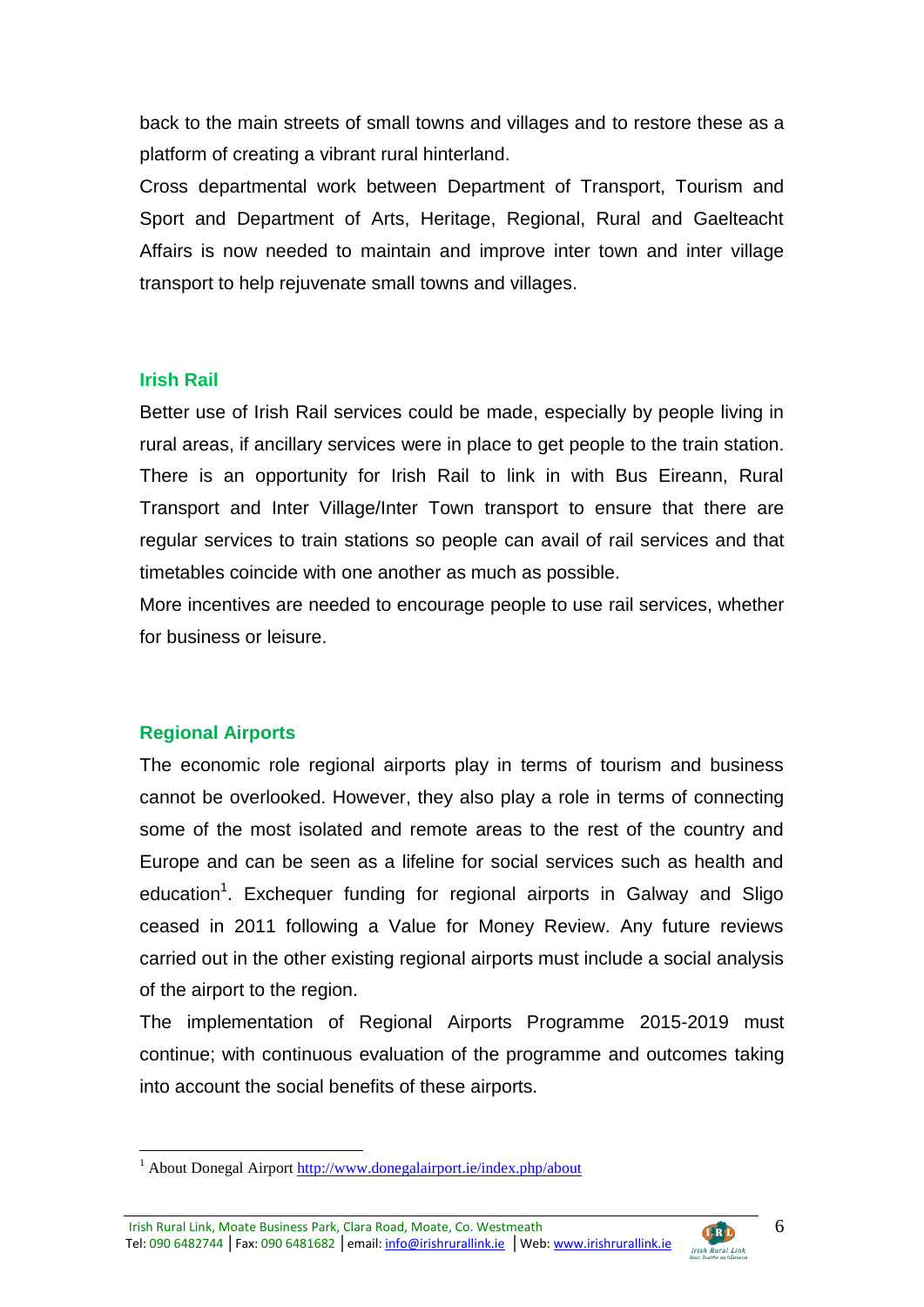back to the main streets of small towns and villages and to restore these as a platform of creating a vibrant rural hinterland.

Cross departmental work between Department of Transport, Tourism and Sport and Department of Arts, Heritage, Regional, Rural and Gaelteacht Affairs is now needed to maintain and improve inter town and inter village transport to help rejuvenate small towns and villages.

## Irish Rail

Better use of Irish Rail services could be made, especially by people living in rural areas, if ancillary services were in place to get people to the train station. There is an opportunity for Irish Rail to link in with Bus Eireann, Rural Transport and Inter Village/Inter Town transport to ensure that there are regular services to train stations so people can avail of rail services and that timetables coincide with one another as much as possible.

More incentives are needed to encourage people to use rail services, whether for business or leisure.

## Regional Airports

The economic role regional airports play in terms of tourism and business cannot be overlooked. However, they also play a role in terms of connecting some of the most isolated and remote areas to the rest of the country and Europe and can be seen as a lifeline for social services such as health and education[1]. Exchequer funding for regional airports in Galway and Sligo ceased in 2011 following a Value for Money Review. Any future reviews carried out in the other existing regional airports must include a social analysis of the airport to the region.

The implementation of Regional Airports Programme 2015-2019 must continue; with continuous evaluation of the programme and outcomes taking into account the social benefits of these airports.

---

[1] About Donegal Airport http://www.donegalairport.ie/index.php/about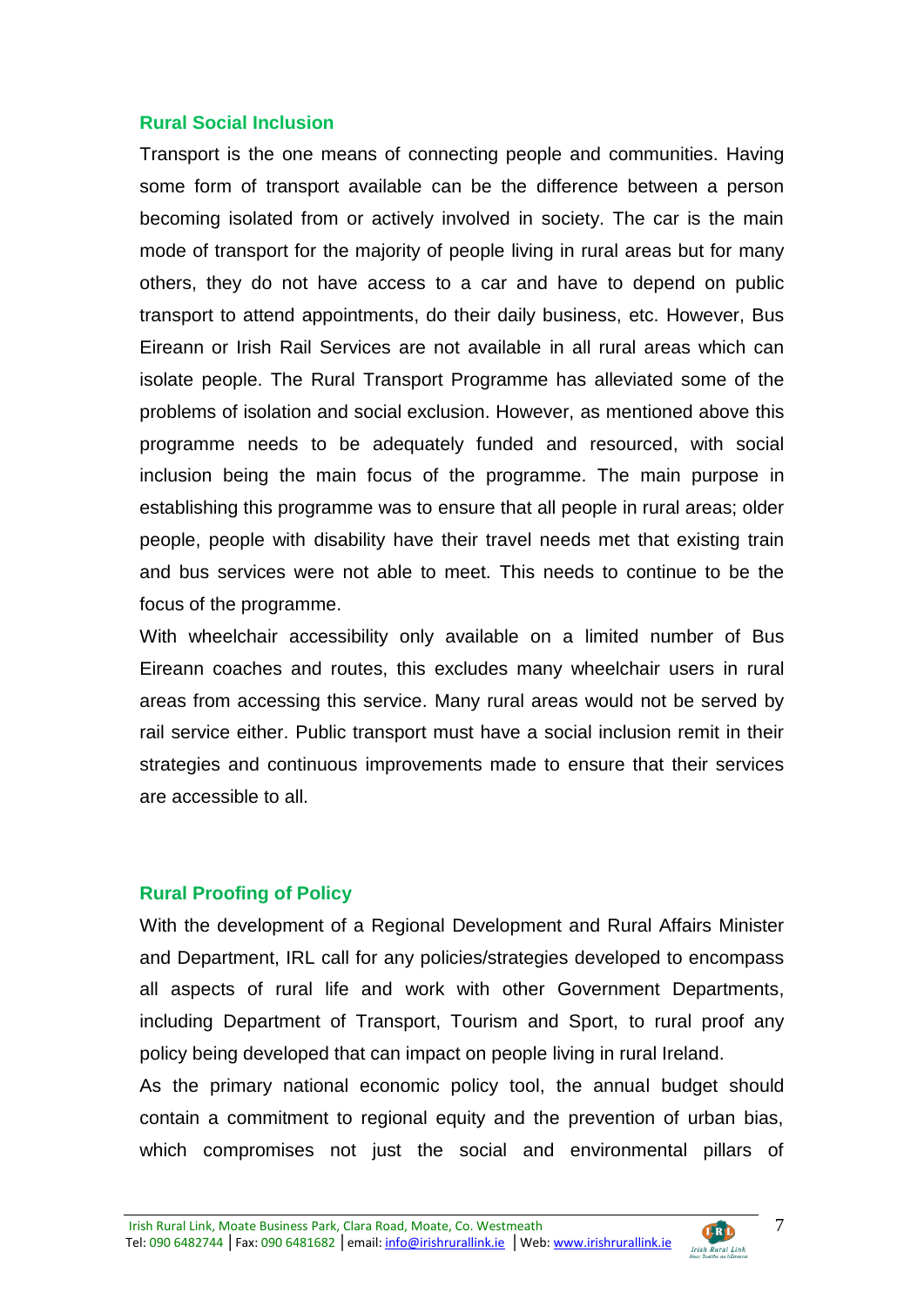## Rural Social Inclusion

Transport is the one means of connecting people and communities. Having some form of transport available can be the difference between a person becoming isolated from or actively involved in society. The car is the main mode of transport for the majority of people living in rural areas but for many others, they do not have access to a car and have to depend on public transport to attend appointments, do their daily business, etc. However, Bus Eireann or Irish Rail Services are not available in all rural areas which can isolate people. The Rural Transport Programme has alleviated some of the problems of isolation and social exclusion. However, as mentioned above this programme needs to be adequately funded and resourced, with social inclusion being the main focus of the programme. The main purpose in establishing this programme was to ensure that all people in rural areas; older people, people with disability have their travel needs met that existing train and bus services were not able to meet. This needs to continue to be the focus of the programme.

With wheelchair accessibility only available on a limited number of Bus Eireann coaches and routes, this excludes many wheelchair users in rural areas from accessing this service. Many rural areas would not be served by rail service either. Public transport must have a social inclusion remit in their strategies and continuous improvements made to ensure that their services are accessible to all.

## Rural Proofing of Policy

With the development of a Regional Development and Rural Affairs Minister and Department, IRL call for any policies/strategies developed to encompass all aspects of rural life and work with other Government Departments, including Department of Transport, Tourism and Sport, to rural proof any policy being developed that can impact on people living in rural Ireland.

As the primary national economic policy tool, the annual budget should contain a commitment to regional equity and the prevention of urban bias, which compromises not just the social and environmental pillars of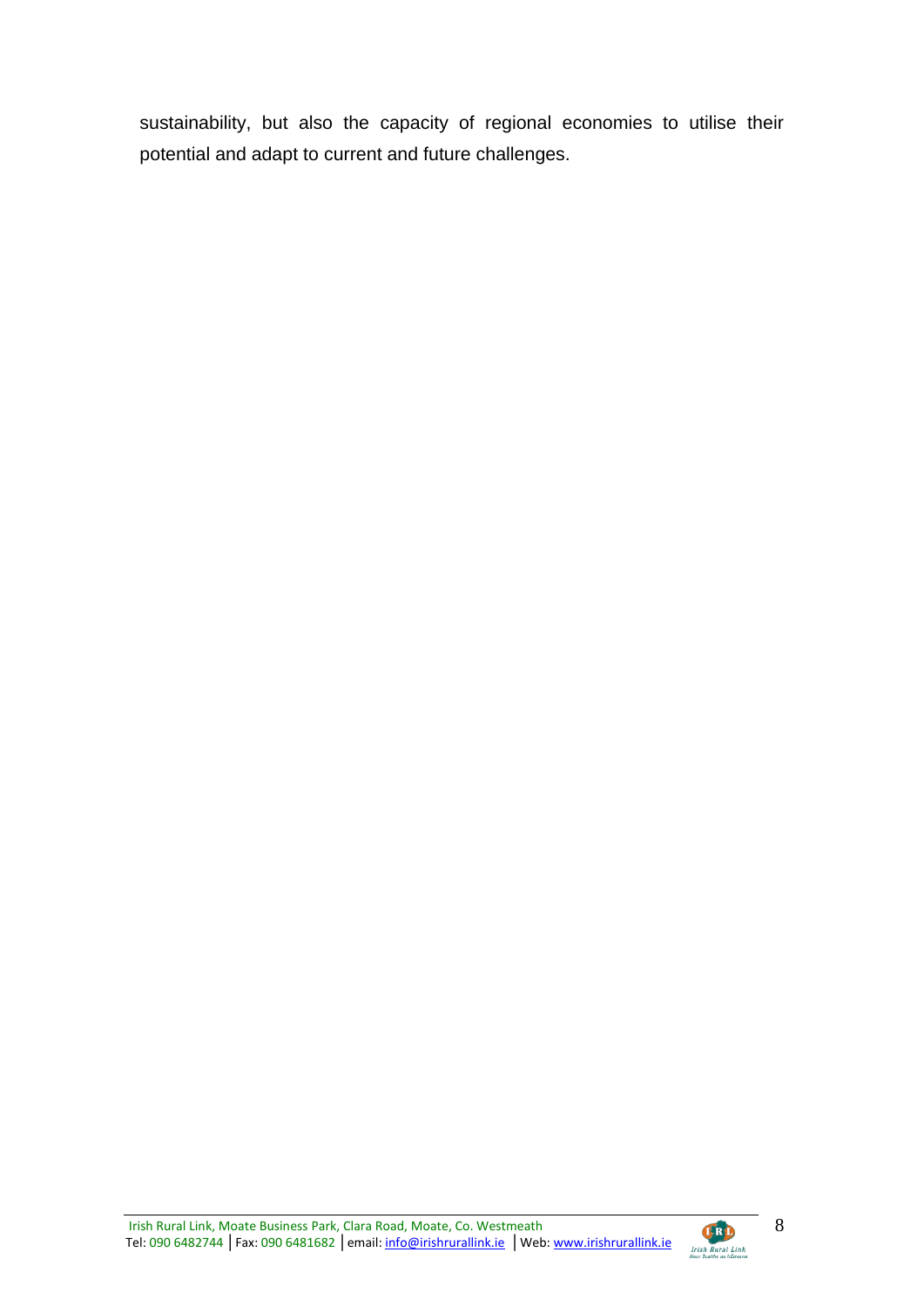sustainability, but also the capacity of regional economies to utilise their potential and adapt to current and future challenges.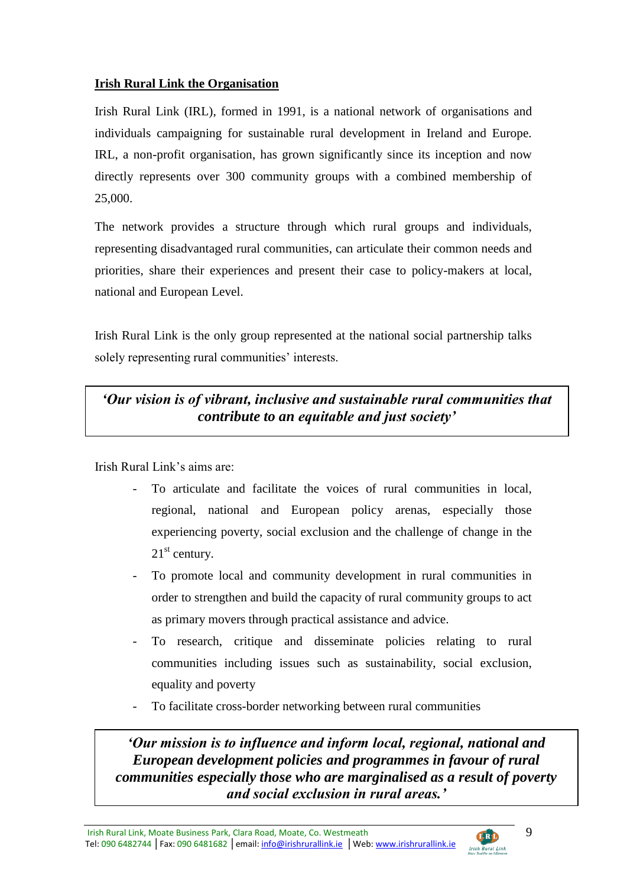## **Irish Rural Link the Organisation**

Irish Rural Link (IRL), formed in 1991, is a national network of organisations and individuals campaigning for sustainable rural development in Ireland and Europe. IRL, a non-profit organisation, has grown significantly since its inception and now directly represents over 300 community groups with a combined membership of 25,000.

The network provides a structure through which rural groups and individuals, representing disadvantaged rural communities, can articulate their common needs and priorities, share their experiences and present their case to policy-makers at local, national and European Level.

Irish Rural Link is the only group represented at the national social partnership talks solely representing rural communities' interests.

> ***'Our vision is of vibrant, inclusive and sustainable rural communities that contribute to an equitable and just society'***

Irish Rural Link's aims are:

- To articulate and facilitate the voices of rural communities in local, regional, national and European policy arenas, especially those experiencing poverty, social exclusion and the challenge of change in the 21st century.
- To promote local and community development in rural communities in order to strengthen and build the capacity of rural community groups to act as primary movers through practical assistance and advice.
- To research, critique and disseminate policies relating to rural communities including issues such as sustainability, social exclusion, equality and poverty
- To facilitate cross-border networking between rural communities

> ***'Our mission is to influence and inform local, regional, national and European development policies and programmes in favour of rural communities especially those who are marginalised as a result of poverty and social exclusion in rural areas.'***